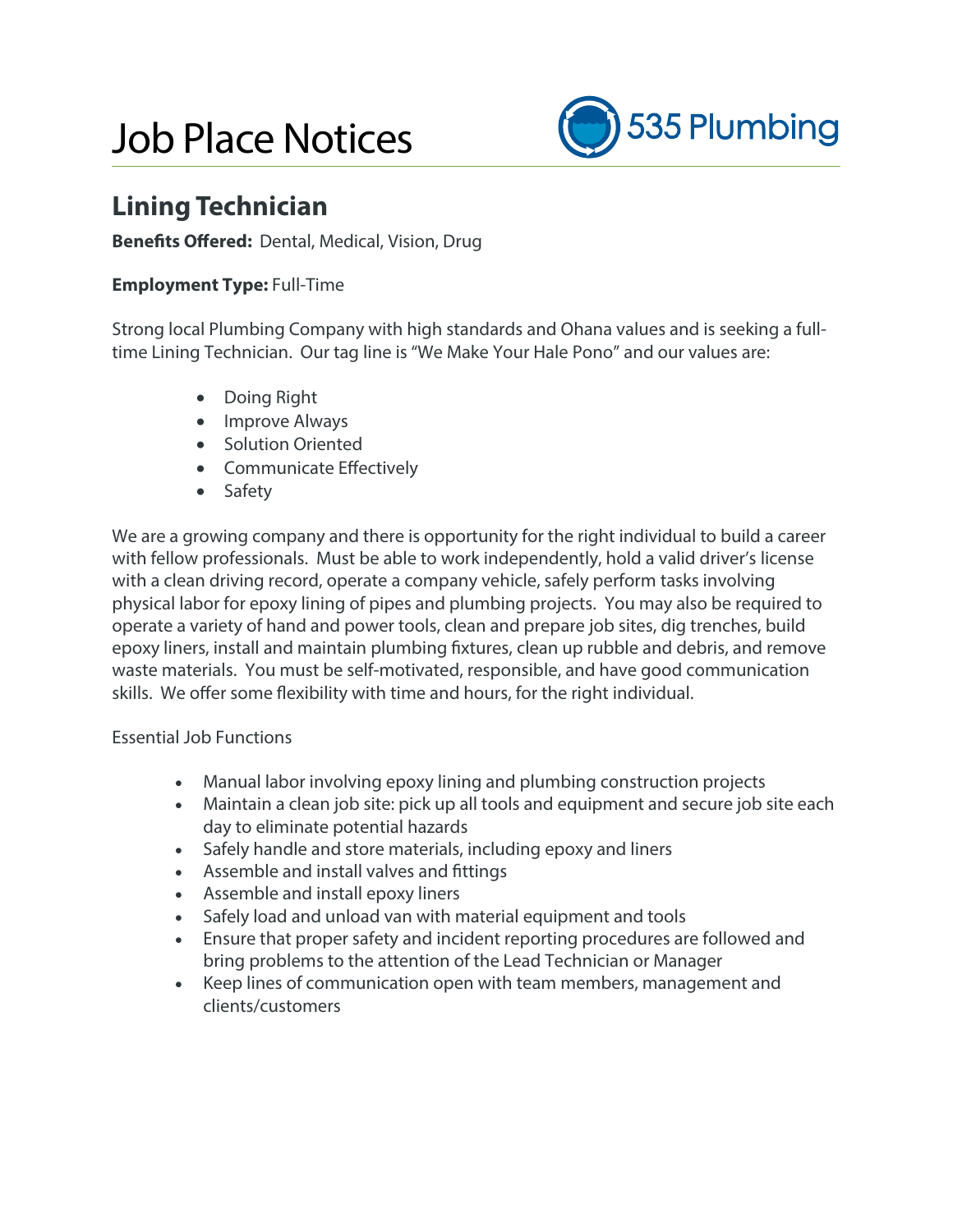# Job Place Notices

535 Plumbing

## Lining Technician

**Benefits Offered:** Dental, Medical, Vision, Drug

**Employment Type:** Full-Time

Strong local Plumbing Company with high standards and Ohana values and is seeking a full-time Lining Technician. Our tag line is "We Make Your Hale Pono" and our values are:

- Doing Right
- Improve Always
- Solution Oriented
- Communicate Effectively
- Safety

We are a growing company and there is opportunity for the right individual to build a career with fellow professionals. Must be able to work independently, hold a valid driver's license with a clean driving record, operate a company vehicle, safely perform tasks involving physical labor for epoxy lining of pipes and plumbing projects. You may also be required to operate a variety of hand and power tools, clean and prepare job sites, dig trenches, build epoxy liners, install and maintain plumbing fixtures, clean up rubble and debris, and remove waste materials. You must be self-motivated, responsible, and have good communication skills. We offer some flexibility with time and hours, for the right individual.

Essential Job Functions

- Manual labor involving epoxy lining and plumbing construction projects
- Maintain a clean job site: pick up all tools and equipment and secure job site each day to eliminate potential hazards
- Safely handle and store materials, including epoxy and liners
- Assemble and install valves and fittings
- Assemble and install epoxy liners
- Safely load and unload van with material equipment and tools
- Ensure that proper safety and incident reporting procedures are followed and bring problems to the attention of the Lead Technician or Manager
- Keep lines of communication open with team members, management and clients/customers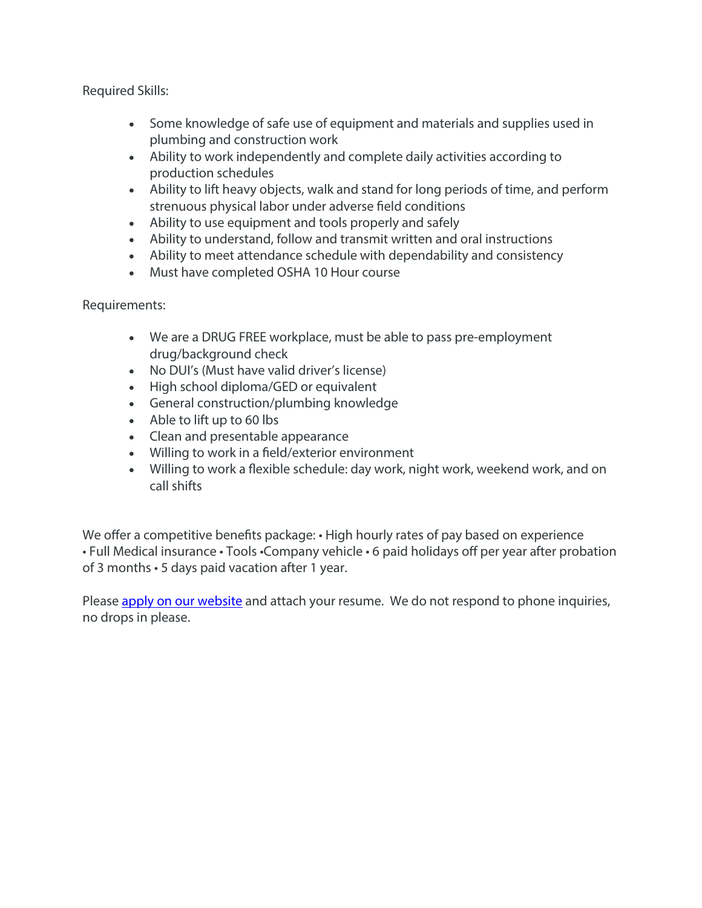Required Skills:

- Some knowledge of safe use of equipment and materials and supplies used in plumbing and construction work
- Ability to work independently and complete daily activities according to production schedules
- Ability to lift heavy objects, walk and stand for long periods of time, and perform strenuous physical labor under adverse field conditions
- Ability to use equipment and tools properly and safely
- Ability to understand, follow and transmit written and oral instructions
- Ability to meet attendance schedule with dependability and consistency
- Must have completed OSHA 10 Hour course

Requirements:

- We are a DRUG FREE workplace, must be able to pass pre-employment drug/background check
- No DUI's (Must have valid driver's license)
- High school diploma/GED or equivalent
- General construction/plumbing knowledge
- Able to lift up to 60 lbs
- Clean and presentable appearance
- Willing to work in a field/exterior environment
- Willing to work a flexible schedule: day work, night work, weekend work, and on call shifts

We offer a competitive benefits package: • High hourly rates of pay based on experience • Full Medical insurance • Tools •Company vehicle • 6 paid holidays off per year after probation of 3 months • 5 days paid vacation after 1 year.

Please apply on our website and attach your resume. We do not respond to phone inquiries, no drops in please.